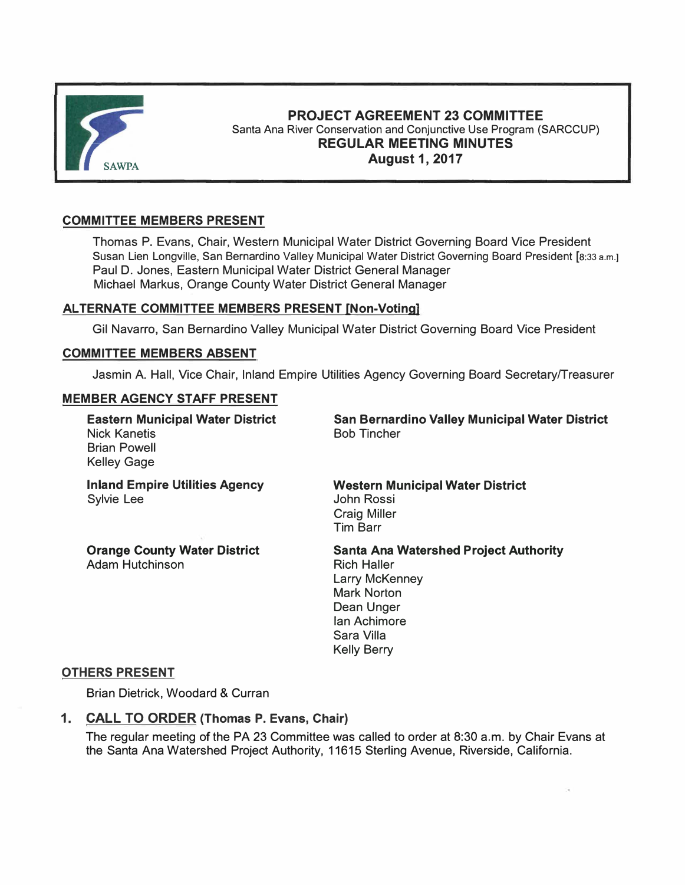# PROJECT AGREEMENT 23 COMMITTEE

Santa Ana River Conservation and Conjunctive Use Program (SARCCUP)

## REGULAR MEETING MINUTES

**August 1, 2017**

### COMMITTEE MEMBERS PRESENT

Thomas P. Evans, Chair, Western Municipal Water District Governing Board Vice President
Susan Lien Longville, San Bernardino Valley Municipal Water District Governing Board President [8:33 a.m.]
Paul D. Jones, Eastern Municipal Water District General Manager
Michael Markus, Orange County Water District General Manager

### ALTERNATE COMMITTEE MEMBERS PRESENT [Non-Voting]

Gil Navarro, San Bernardino Valley Municipal Water District Governing Board Vice President

### COMMITTEE MEMBERS ABSENT

Jasmin A. Hall, Vice Chair, Inland Empire Utilities Agency Governing Board Secretary/Treasurer

### MEMBER AGENCY STAFF PRESENT

**Eastern Municipal Water District**
Nick Kanetis
Brian Powell
Kelley Gage

**Inland Empire Utilities Agency**
Sylvie Lee

**Orange County Water District**
Adam Hutchinson

**San Bernardino Valley Municipal Water District**
Bob Tincher

**Western Municipal Water District**
John Rossi
Craig Miller
Tim Barr

**Santa Ana Watershed Project Authority**
Rich Haller
Larry McKenney
Mark Norton
Dean Unger
Ian Achimore
Sara Villa
Kelly Berry

### OTHERS PRESENT

Brian Dietrick, Woodard & Curran

## 1. CALL TO ORDER (Thomas P. Evans, Chair)

The regular meeting of the PA 23 Committee was called to order at 8:30 a.m. by Chair Evans at the Santa Ana Watershed Project Authority, 11615 Sterling Avenue, Riverside, California.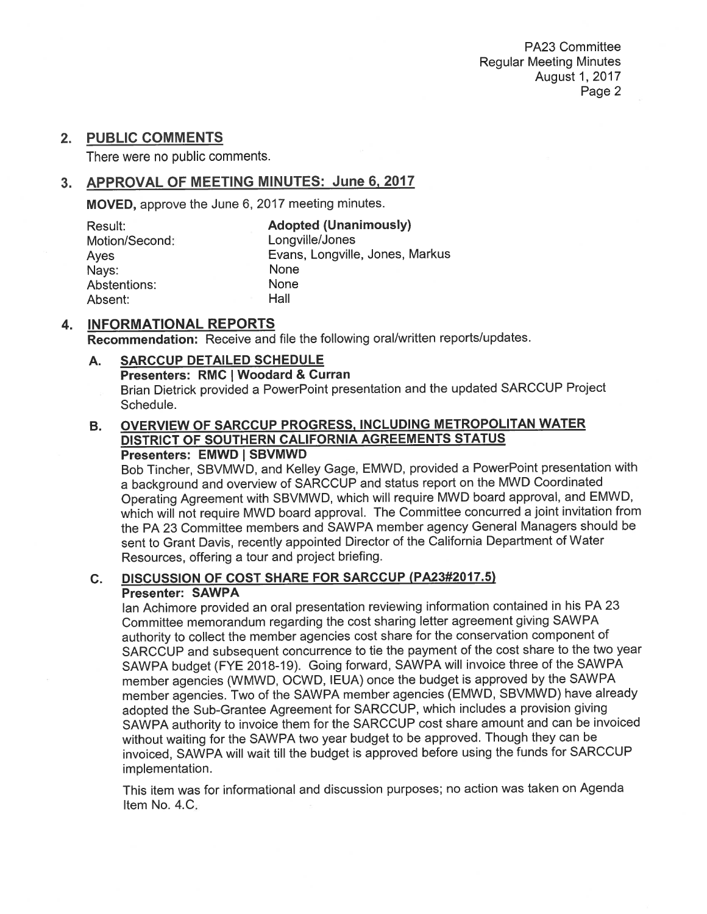## 2. PUBLIC COMMENTS

There were no public comments.

## 3. APPROVAL OF MEETING MINUTES: June 6, 2017

**MOVED,** approve the June 6, 2017 meeting minutes.

| | |
|---|---|
| Result: | **Adopted (Unanimously)** |
| Motion/Second: | Longville/Jones |
| Ayes | Evans, Longville, Jones, Markus |
| Nays: | None |
| Abstentions: | None |
| Absent: | Hall |

## 4. INFORMATIONAL REPORTS

**Recommendation:** Receive and file the following oral/written reports/updates.

### A. SARCCUP DETAILED SCHEDULE

**Presenters: RMC | Woodard & Curran**

Brian Dietrick provided a PowerPoint presentation and the updated SARCCUP Project Schedule.

### B. OVERVIEW OF SARCCUP PROGRESS, INCLUDING METROPOLITAN WATER DISTRICT OF SOUTHERN CALIFORNIA AGREEMENTS STATUS

**Presenters: EMWD | SBVMWD**

Bob Tincher, SBVMWD, and Kelley Gage, EMWD, provided a PowerPoint presentation with a background and overview of SARCCUP and status report on the MWD Coordinated Operating Agreement with SBVMWD, which will require MWD board approval, and EMWD, which will not require MWD board approval. The Committee concurred a joint invitation from the PA 23 Committee members and SAWPA member agency General Managers should be sent to Grant Davis, recently appointed Director of the California Department of Water Resources, offering a tour and project briefing.

### C. DISCUSSION OF COST SHARE FOR SARCCUP (PA23#2017.5)

**Presenter: SAWPA**

Ian Achimore provided an oral presentation reviewing information contained in his PA 23 Committee memorandum regarding the cost sharing letter agreement giving SAWPA authority to collect the member agencies cost share for the conservation component of SARCCUP and subsequent concurrence to tie the payment of the cost share to the two year SAWPA budget (FYE 2018-19). Going forward, SAWPA will invoice three of the SAWPA member agencies (WMWD, OCWD, IEUA) once the budget is approved by the SAWPA member agencies. Two of the SAWPA member agencies (EMWD, SBVMWD) have already adopted the Sub-Grantee Agreement for SARCCUP, which includes a provision giving SAWPA authority to invoice them for the SARCCUP cost share amount and can be invoiced without waiting for the SAWPA two year budget to be approved. Though they can be invoiced, SAWPA will wait till the budget is approved before using the funds for SARCCUP implementation.

This item was for informational and discussion purposes; no action was taken on Agenda Item No. 4.C.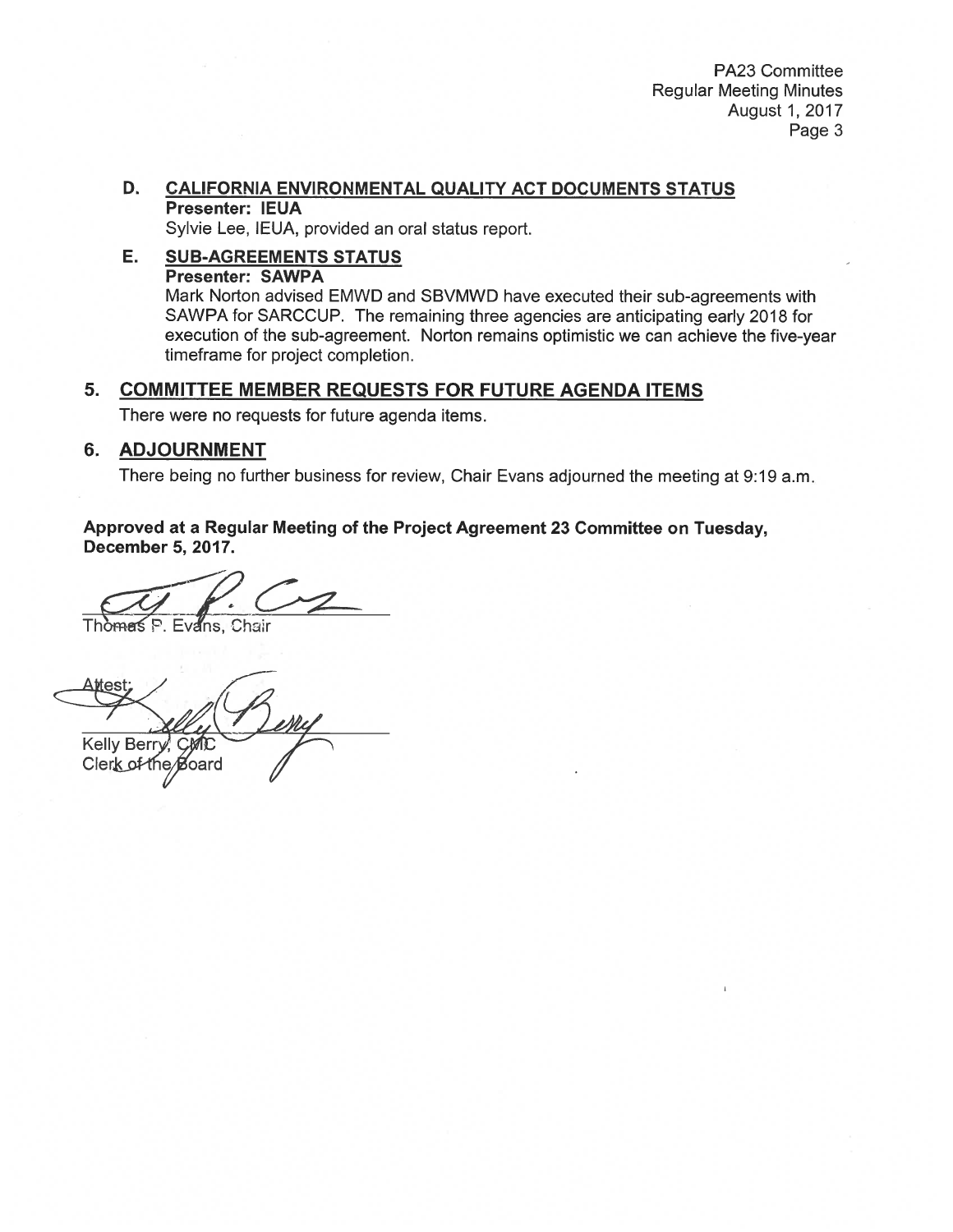### D. CALIFORNIA ENVIRONMENTAL QUALITY ACT DOCUMENTS STATUS

**Presenter: IEUA**

Sylvie Lee, IEUA, provided an oral status report.

### E. SUB-AGREEMENTS STATUS

**Presenter: SAWPA**

Mark Norton advised EMWD and SBVMWD have executed their sub-agreements with SAWPA for SARCCUP. The remaining three agencies are anticipating early 2018 for execution of the sub-agreement. Norton remains optimistic we can achieve the five-year timeframe for project completion.

## 5. COMMITTEE MEMBER REQUESTS FOR FUTURE AGENDA ITEMS

There were no requests for future agenda items.

## 6. ADJOURNMENT

There being no further business for review, Chair Evans adjourned the meeting at 9:19 a.m.

**Approved at a Regular Meeting of the Project Agreement 23 Committee on Tuesday, December 5, 2017.**

Thomas P. Evans, Chair

Attest:

Kelly Berry, CMC
Clerk of the Board